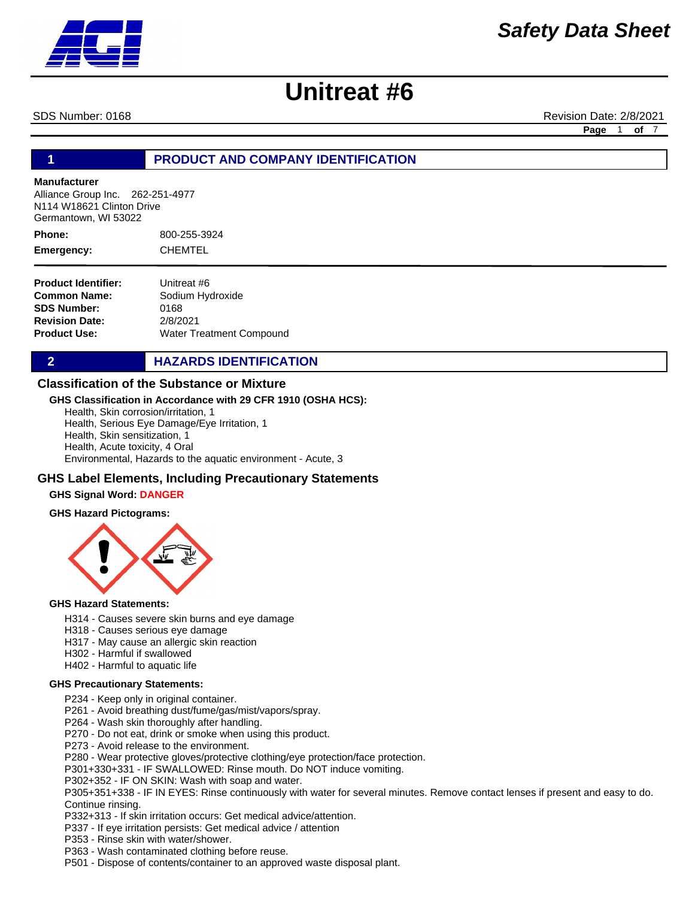# Safety Data Sheet

# Unitreat #6

SDS Number: 0168 | Revision Date: 2/8/2021

## 1 PRODUCT AND COMPANY IDENTIFICATION

**Manufacturer**
Alliance Group Inc. 262-251-4977
N114 W18621 Clinton Drive
Germantown, WI 53022

**Phone:** 800-255-3924

**Emergency:** CHEMTEL

**Product Identifier:** Unitreat #6
**Common Name:** Sodium Hydroxide
**SDS Number:** 0168
**Revision Date:** 2/8/2021
**Product Use:** Water Treatment Compound

## 2 HAZARDS IDENTIFICATION

### Classification of the Substance or Mixture

**GHS Classification in Accordance with 29 CFR 1910 (OSHA HCS):**

Health, Skin corrosion/irritation, 1
Health, Serious Eye Damage/Eye Irritation, 1
Health, Skin sensitization, 1
Health, Acute toxicity, 4 Oral
Environmental, Hazards to the aquatic environment - Acute, 3

### GHS Label Elements, Including Precautionary Statements

**GHS Signal Word:** **DANGER**

**GHS Hazard Pictograms:**

**GHS Hazard Statements:**

H314 - Causes severe skin burns and eye damage
H318 - Causes serious eye damage
H317 - May cause an allergic skin reaction
H302 - Harmful if swallowed
H402 - Harmful to aquatic life

**GHS Precautionary Statements:**

P234 - Keep only in original container.
P261 - Avoid breathing dust/fume/gas/mist/vapors/spray.
P264 - Wash skin thoroughly after handling.
P270 - Do not eat, drink or smoke when using this product.
P273 - Avoid release to the environment.
P280 - Wear protective gloves/protective clothing/eye protection/face protection.
P301+330+331 - IF SWALLOWED: Rinse mouth. Do NOT induce vomiting.
P302+352 - IF ON SKIN: Wash with soap and water.
P305+351+338 - IF IN EYES: Rinse continuously with water for several minutes. Remove contact lenses if present and easy to do. Continue rinsing.
P332+313 - If skin irritation occurs: Get medical advice/attention.
P337 - If eye irritation persists: Get medical advice / attention
P353 - Rinse skin with water/shower.
P363 - Wash contaminated clothing before reuse.
P501 - Dispose of contents/container to an approved waste disposal plant.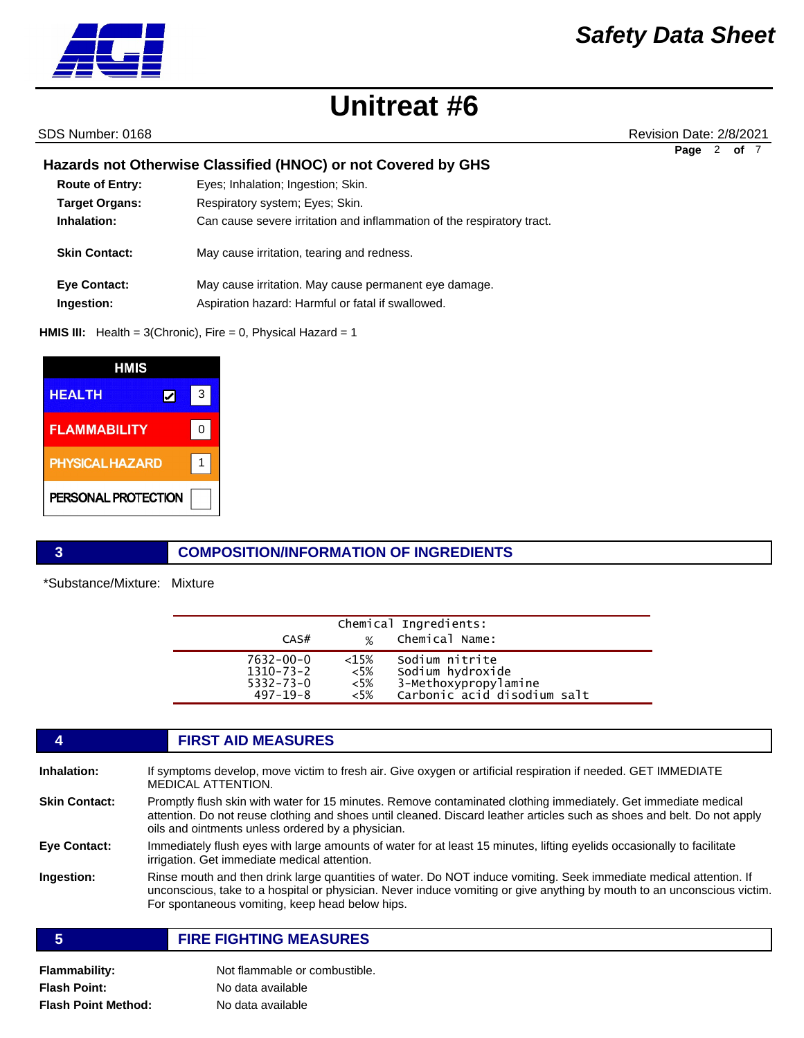### Hazards not Otherwise Classified (HNOC) or not Covered by GHS

**Route of Entry:** Eyes; Inhalation; Ingestion; Skin.

**Target Organs:** Respiratory system; Eyes; Skin.

**Inhalation:** Can cause severe irritation and inflammation of the respiratory tract.

**Skin Contact:** May cause irritation, tearing and redness.

**Eye Contact:** May cause irritation. May cause permanent eye damage.

**Ingestion:** Aspiration hazard: Harmful or fatal if swallowed.

**HMIS III:** Health = 3(Chronic), Fire = 0, Physical Hazard = 1

| HMIS | |
|---|---|
| HEALTH ☑ | 3 |
| FLAMMABILITY | 0 |
| PHYSICAL HAZARD | 1 |
| PERSONAL PROTECTION | |

## 3 COMPOSITION/INFORMATION OF INGREDIENTS

*Substance/Mixture: Mixture

Chemical Ingredients:

| CAS# | % | Chemical Name: |
|---|---|---|
| 7632-00-0 | <15% | Sodium nitrite |
| 1310-73-2 | <5% | Sodium hydroxide |
| 5332-73-0 | <5% | 3-Methoxypropylamine |
| 497-19-8 | <5% | Carbonic acid disodium salt |

## 4 FIRST AID MEASURES

**Inhalation:** If symptoms develop, move victim to fresh air. Give oxygen or artificial respiration if needed. GET IMMEDIATE MEDICAL ATTENTION.

**Skin Contact:** Promptly flush skin with water for 15 minutes. Remove contaminated clothing immediately. Get immediate medical attention. Do not reuse clothing and shoes until cleaned. Discard leather articles such as shoes and belt. Do not apply oils and ointments unless ordered by a physician.

**Eye Contact:** Immediately flush eyes with large amounts of water for at least 15 minutes, lifting eyelids occasionally to facilitate irrigation. Get immediate medical attention.

**Ingestion:** Rinse mouth and then drink large quantities of water. Do NOT induce vomiting. Seek immediate medical attention. If unconscious, take to a hospital or physician. Never induce vomiting or give anything by mouth to an unconscious victim. For spontaneous vomiting, keep head below hips.

## 5 FIRE FIGHTING MEASURES

**Flammability:** Not flammable or combustible.

**Flash Point:** No data available

**Flash Point Method:** No data available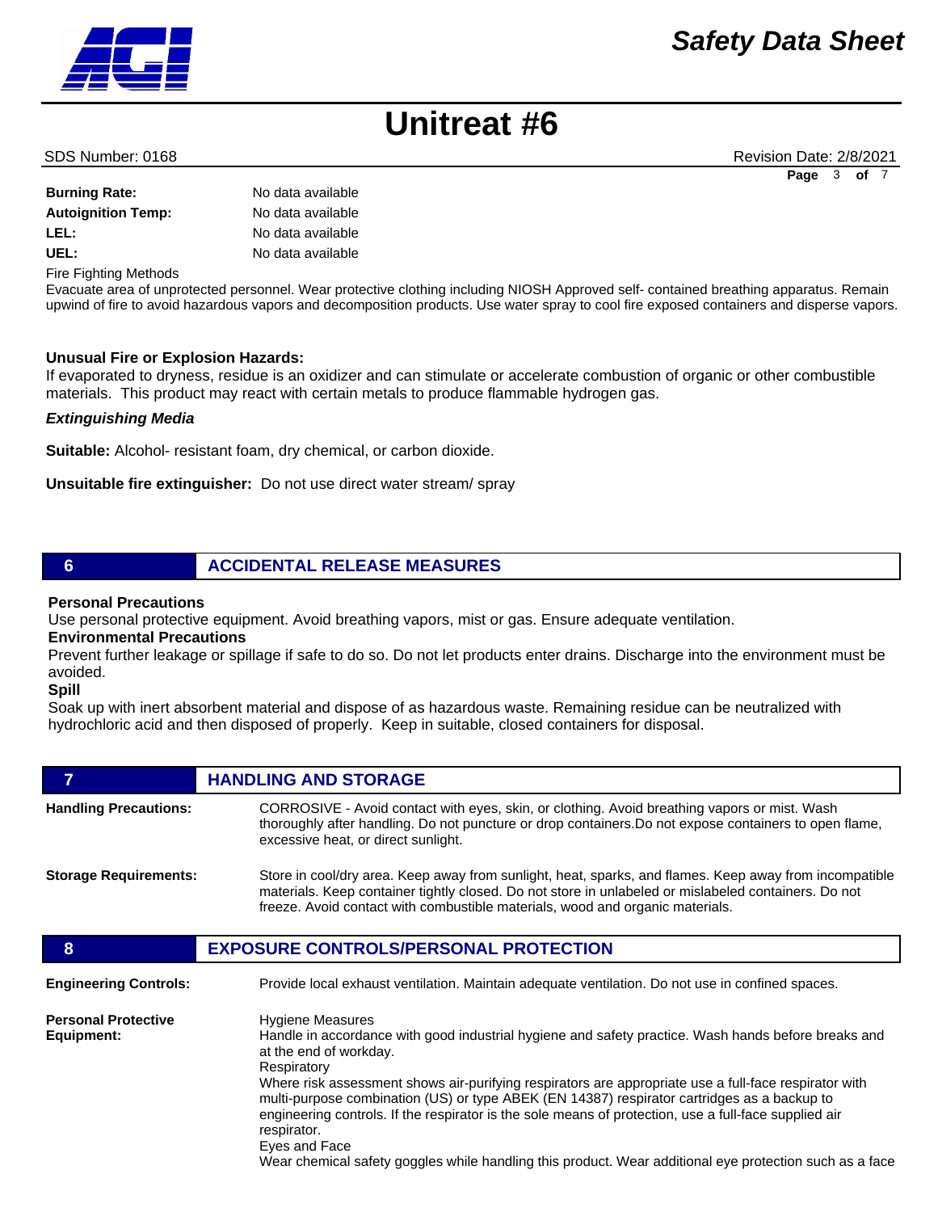| | |
|---|---|
| **Burning Rate:** | No data available |
| **Autoignition Temp:** | No data available |
| **LEL:** | No data available |
| **UEL:** | No data available |

Fire Fighting Methods

Evacuate area of unprotected personnel. Wear protective clothing including NIOSH Approved self- contained breathing apparatus. Remain upwind of fire to avoid hazardous vapors and decomposition products. Use water spray to cool fire exposed containers and disperse vapors.

**Unusual Fire or Explosion Hazards:**

If evaporated to dryness, residue is an oxidizer and can stimulate or accelerate combustion of organic or other combustible materials. This product may react with certain metals to produce flammable hydrogen gas.

***Extinguishing Media***

**Suitable:** Alcohol- resistant foam, dry chemical, or carbon dioxide.

**Unsuitable fire extinguisher:** Do not use direct water stream/ spray

## 6 ACCIDENTAL RELEASE MEASURES

**Personal Precautions**

Use personal protective equipment. Avoid breathing vapors, mist or gas. Ensure adequate ventilation.

**Environmental Precautions**

Prevent further leakage or spillage if safe to do so. Do not let products enter drains. Discharge into the environment must be avoided.

**Spill**

Soak up with inert absorbent material and dispose of as hazardous waste. Remaining residue can be neutralized with hydrochloric acid and then disposed of properly. Keep in suitable, closed containers for disposal.

## 7 HANDLING AND STORAGE

**Handling Precautions:** CORROSIVE - Avoid contact with eyes, skin, or clothing. Avoid breathing vapors or mist. Wash thoroughly after handling. Do not puncture or drop containers.Do not expose containers to open flame, excessive heat, or direct sunlight.

**Storage Requirements:** Store in cool/dry area. Keep away from sunlight, heat, sparks, and flames. Keep away from incompatible materials. Keep container tightly closed. Do not store in unlabeled or mislabeled containers. Do not freeze. Avoid contact with combustible materials, wood and organic materials.

## 8 EXPOSURE CONTROLS/PERSONAL PROTECTION

**Engineering Controls:** Provide local exhaust ventilation. Maintain adequate ventilation. Do not use in confined spaces.

**Personal Protective Equipment:**

Hygiene Measures

Handle in accordance with good industrial hygiene and safety practice. Wash hands before breaks and at the end of workday.

Respiratory

Where risk assessment shows air-purifying respirators are appropriate use a full-face respirator with multi-purpose combination (US) or type ABEK (EN 14387) respirator cartridges as a backup to engineering controls. If the respirator is the sole means of protection, use a full-face supplied air respirator.

Eyes and Face

Wear chemical safety goggles while handling this product. Wear additional eye protection such as a face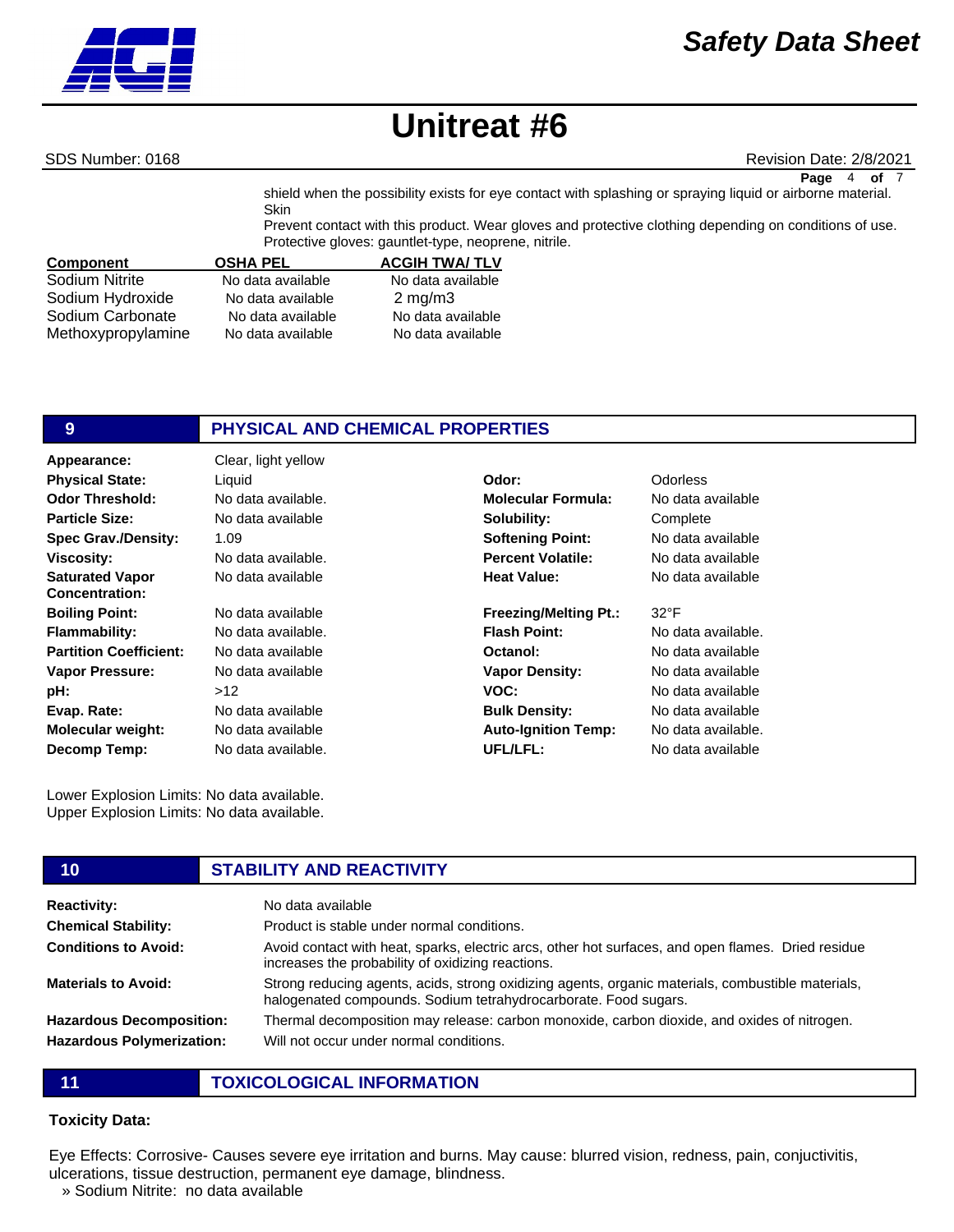shield when the possibility exists for eye contact with splashing or spraying liquid or airborne material.
Skin
Prevent contact with this product. Wear gloves and protective clothing depending on conditions of use.
Protective gloves: gauntlet-type, neoprene, nitrile.

| Component | OSHA PEL | ACGIH TWA/ TLV |
|---|---|---|
| Sodium Nitrite | No data available | No data available |
| Sodium Hydroxide | No data available | 2 mg/m3 |
| Sodium Carbonate | No data available | No data available |
| Methoxypropylamine | No data available | No data available |

## 9 PHYSICAL AND CHEMICAL PROPERTIES

| | | | |
|---|---|---|---|
| **Appearance:** | Clear, light yellow | | |
| **Physical State:** | Liquid | **Odor:** | Odorless |
| **Odor Threshold:** | No data available. | **Molecular Formula:** | No data available |
| **Particle Size:** | No data available | **Solubility:** | Complete |
| **Spec Grav./Density:** | 1.09 | **Softening Point:** | No data available |
| **Viscosity:** | No data available. | **Percent Volatile:** | No data available |
| **Saturated Vapor Concentration:** | No data available | **Heat Value:** | No data available |
| **Boiling Point:** | No data available | **Freezing/Melting Pt.:** | 32°F |
| **Flammability:** | No data available. | **Flash Point:** | No data available. |
| **Partition Coefficient:** | No data available | **Octanol:** | No data available |
| **Vapor Pressure:** | No data available | **Vapor Density:** | No data available |
| **pH:** | >12 | **VOC:** | No data available |
| **Evap. Rate:** | No data available | **Bulk Density:** | No data available |
| **Molecular weight:** | No data available | **Auto-Ignition Temp:** | No data available. |
| **Decomp Temp:** | No data available. | **UFL/LFL:** | No data available |

Lower Explosion Limits: No data available.
Upper Explosion Limits: No data available.

## 10 STABILITY AND REACTIVITY

**Reactivity:** No data available

**Chemical Stability:** Product is stable under normal conditions.

**Conditions to Avoid:** Avoid contact with heat, sparks, electric arcs, other hot surfaces, and open flames. Dried residue increases the probability of oxidizing reactions.

**Materials to Avoid:** Strong reducing agents, acids, strong oxidizing agents, organic materials, combustible materials, halogenated compounds. Sodium tetrahydrocarborate. Food sugars.

**Hazardous Decomposition:** Thermal decomposition may release: carbon monoxide, carbon dioxide, and oxides of nitrogen.

**Hazardous Polymerization:** Will not occur under normal conditions.

## 11 TOXICOLOGICAL INFORMATION

**Toxicity Data:**

Eye Effects: Corrosive- Causes severe eye irritation and burns. May cause: blurred vision, redness, pain, conjuctivitis, ulcerations, tissue destruction, permanent eye damage, blindness.
» Sodium Nitrite: no data available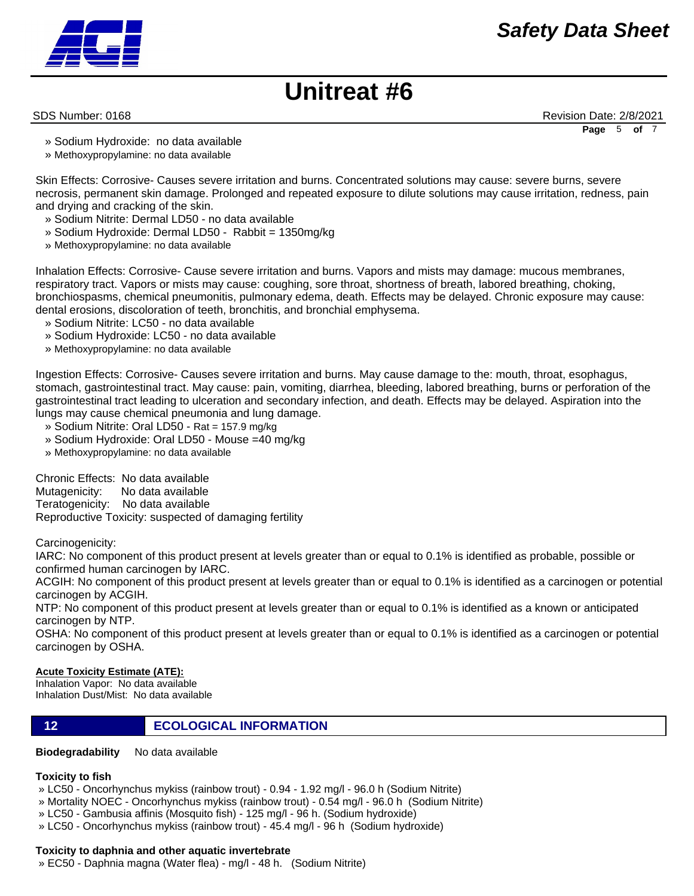» Sodium Hydroxide: no data available
» Methoxypropylamine: no data available

Skin Effects: Corrosive- Causes severe irritation and burns. Concentrated solutions may cause: severe burns, severe necrosis, permanent skin damage. Prolonged and repeated exposure to dilute solutions may cause irritation, redness, pain and drying and cracking of the skin.

» Sodium Nitrite: Dermal LD50 - no data available
» Sodium Hydroxide: Dermal LD50 - Rabbit = 1350mg/kg
» Methoxypropylamine: no data available

Inhalation Effects: Corrosive- Cause severe irritation and burns. Vapors and mists may damage: mucous membranes, respiratory tract. Vapors or mists may cause: coughing, sore throat, shortness of breath, labored breathing, choking, bronchiospasms, chemical pneumonitis, pulmonary edema, death. Effects may be delayed. Chronic exposure may cause: dental erosions, discoloration of teeth, bronchitis, and bronchial emphysema.

» Sodium Nitrite: LC50 - no data available
» Sodium Hydroxide: LC50 - no data available
» Methoxypropylamine: no data available

Ingestion Effects: Corrosive- Causes severe irritation and burns. May cause damage to the: mouth, throat, esophagus, stomach, gastrointestinal tract. May cause: pain, vomiting, diarrhea, bleeding, labored breathing, burns or perforation of the gastrointestinal tract leading to ulceration and secondary infection, and death. Effects may be delayed. Aspiration into the lungs may cause chemical pneumonia and lung damage.

» Sodium Nitrite: Oral LD50 - Rat = 157.9 mg/kg
» Sodium Hydroxide: Oral LD50 - Mouse =40 mg/kg
» Methoxypropylamine: no data available

Chronic Effects: No data available
Mutagenicity: No data available
Teratogenicity: No data available
Reproductive Toxicity: suspected of damaging fertility

Carcinogenicity:
IARC: No component of this product present at levels greater than or equal to 0.1% is identified as probable, possible or confirmed human carcinogen by IARC.
ACGIH: No component of this product present at levels greater than or equal to 0.1% is identified as a carcinogen or potential carcinogen by ACGIH.
NTP: No component of this product present at levels greater than or equal to 0.1% is identified as a known or anticipated carcinogen by NTP.
OSHA: No component of this product present at levels greater than or equal to 0.1% is identified as a carcinogen or potential carcinogen by OSHA.

**Acute Toxicity Estimate (ATE):**
Inhalation Vapor: No data available
Inhalation Dust/Mist: No data available

## 12 ECOLOGICAL INFORMATION

**Biodegradability** No data available

**Toxicity to fish**
» LC50 - Oncorhynchus mykiss (rainbow trout) - 0.94 - 1.92 mg/l - 96.0 h (Sodium Nitrite)
» Mortality NOEC - Oncorhynchus mykiss (rainbow trout) - 0.54 mg/l - 96.0 h (Sodium Nitrite)
» LC50 - Gambusia affinis (Mosquito fish) - 125 mg/l - 96 h. (Sodium hydroxide)
» LC50 - Oncorhynchus mykiss (rainbow trout) - 45.4 mg/l - 96 h (Sodium hydroxide)

**Toxicity to daphnia and other aquatic invertebrate**
» EC50 - Daphnia magna (Water flea) - mg/l - 48 h. (Sodium Nitrite)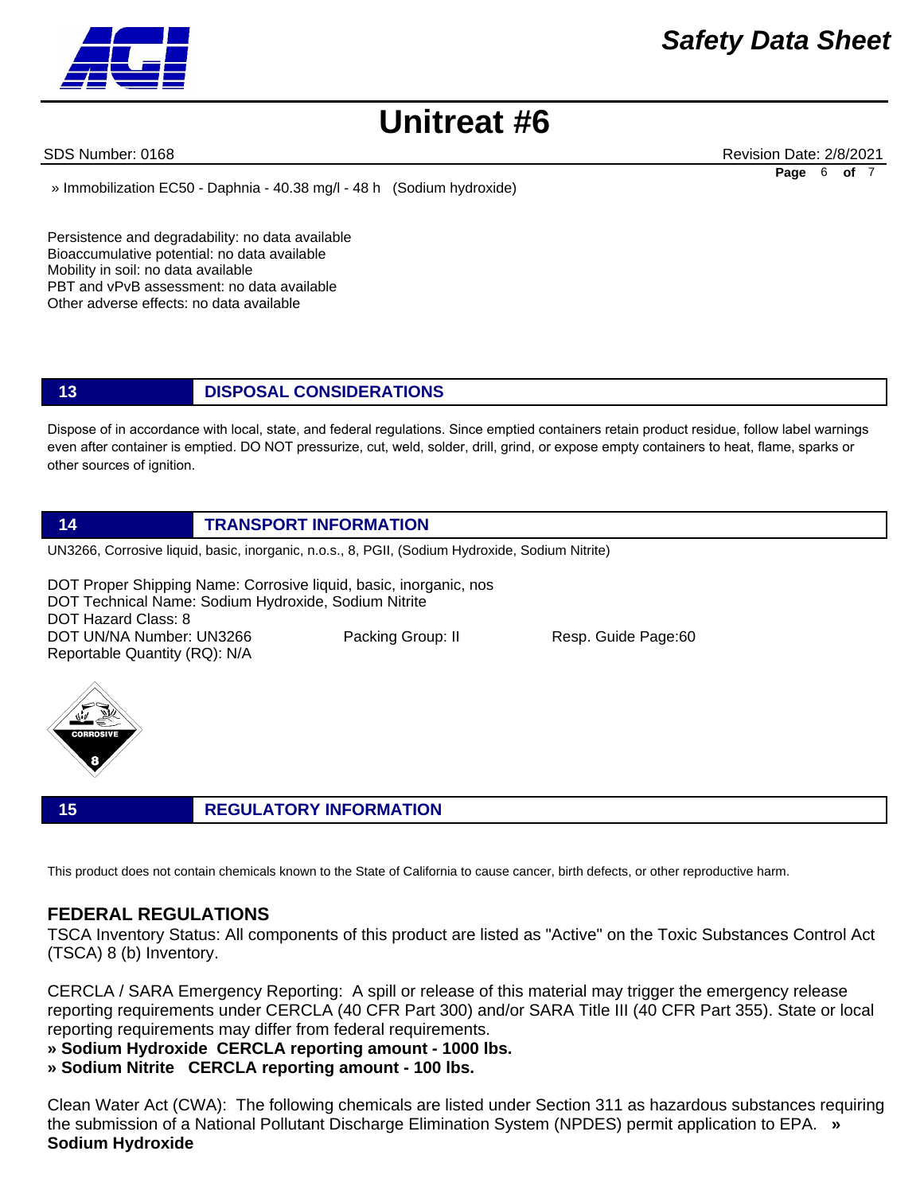» Immobilization EC50 - Daphnia - 40.38 mg/l - 48 h (Sodium hydroxide)

Persistence and degradability: no data available
Bioaccumulative potential: no data available
Mobility in soil: no data available
PBT and vPvB assessment: no data available
Other adverse effects: no data available

## 13 DISPOSAL CONSIDERATIONS

Dispose of in accordance with local, state, and federal regulations. Since emptied containers retain product residue, follow label warnings even after container is emptied. DO NOT pressurize, cut, weld, solder, drill, grind, or expose empty containers to heat, flame, sparks or other sources of ignition.

## 14 TRANSPORT INFORMATION

UN3266, Corrosive liquid, basic, inorganic, n.o.s., 8, PGII, (Sodium Hydroxide, Sodium Nitrite)

DOT Proper Shipping Name: Corrosive liquid, basic, inorganic, nos
DOT Technical Name: Sodium Hydroxide, Sodium Nitrite
DOT Hazard Class: 8
DOT UN/NA Number: UN3266 Packing Group: II Resp. Guide Page:60
Reportable Quantity (RQ): N/A

## 15 REGULATORY INFORMATION

This product does not contain chemicals known to the State of California to cause cancer, birth defects, or other reproductive harm.

### FEDERAL REGULATIONS

TSCA Inventory Status: All components of this product are listed as "Active" on the Toxic Substances Control Act (TSCA) 8 (b) Inventory.

CERCLA / SARA Emergency Reporting: A spill or release of this material may trigger the emergency release reporting requirements under CERCLA (40 CFR Part 300) and/or SARA Title III (40 CFR Part 355). State or local reporting requirements may differ from federal requirements.

**» Sodium Hydroxide CERCLA reporting amount - 1000 lbs.**
**» Sodium Nitrite CERCLA reporting amount - 100 lbs.**

Clean Water Act (CWA): The following chemicals are listed under Section 311 as hazardous substances requiring the submission of a National Pollutant Discharge Elimination System (NPDES) permit application to EPA. **» Sodium Hydroxide**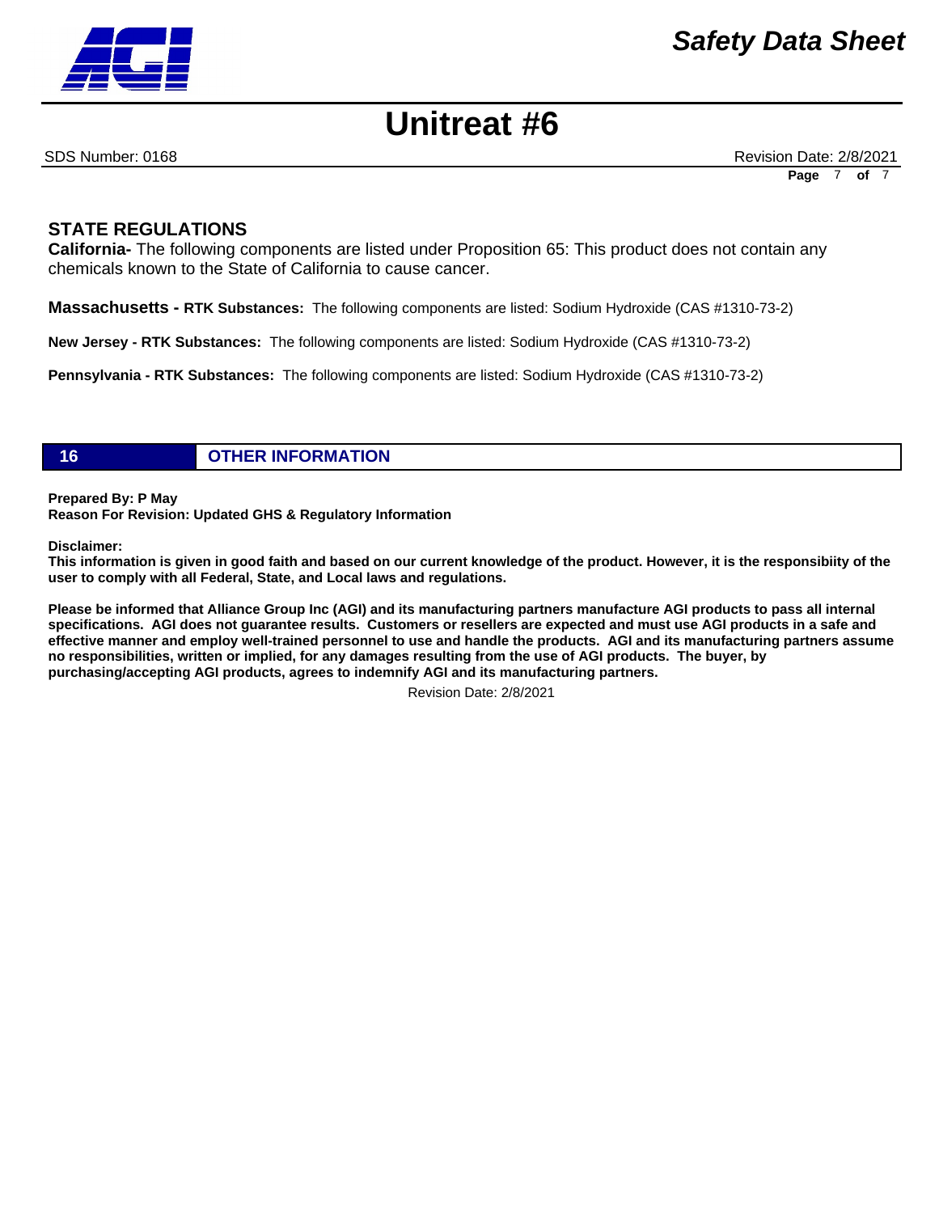## STATE REGULATIONS

**California-** The following components are listed under Proposition 65: This product does not contain any chemicals known to the State of California to cause cancer.

**Massachusetts - RTK Substances:** The following components are listed: Sodium Hydroxide (CAS #1310-73-2)

**New Jersey - RTK Substances:** The following components are listed: Sodium Hydroxide (CAS #1310-73-2)

**Pennsylvania - RTK Substances:** The following components are listed: Sodium Hydroxide (CAS #1310-73-2)

## 16 OTHER INFORMATION

**Prepared By: P May**
**Reason For Revision: Updated GHS & Regulatory Information**

**Disclaimer:**
**This information is given in good faith and based on our current knowledge of the product. However, it is the responsibiity of the user to comply with all Federal, State, and Local laws and regulations.**

**Please be informed that Alliance Group Inc (AGI) and its manufacturing partners manufacture AGI products to pass all internal specifications. AGI does not guarantee results. Customers or resellers are expected and must use AGI products in a safe and effective manner and employ well-trained personnel to use and handle the products. AGI and its manufacturing partners assume no responsibilities, written or implied, for any damages resulting from the use of AGI products. The buyer, by purchasing/accepting AGI products, agrees to indemnify AGI and its manufacturing partners.**

Revision Date: 2/8/2021